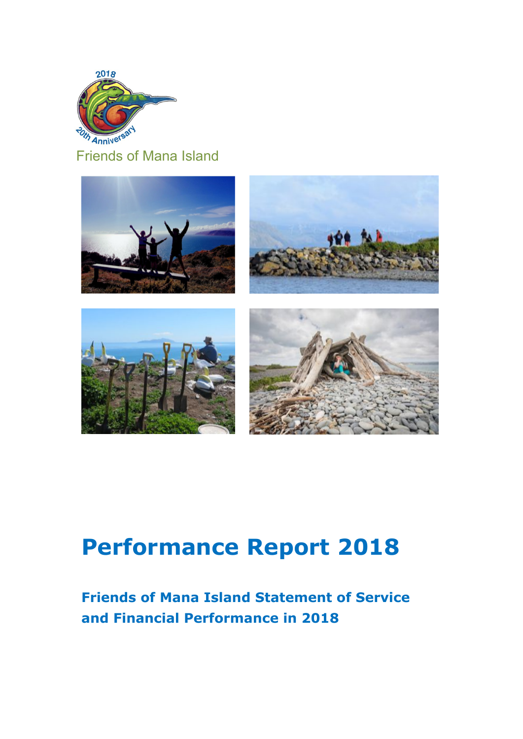Friends of Mana Island

# Performance Report 2018

## Friends of Mana Island Statement of Service and Financial Performance in 2018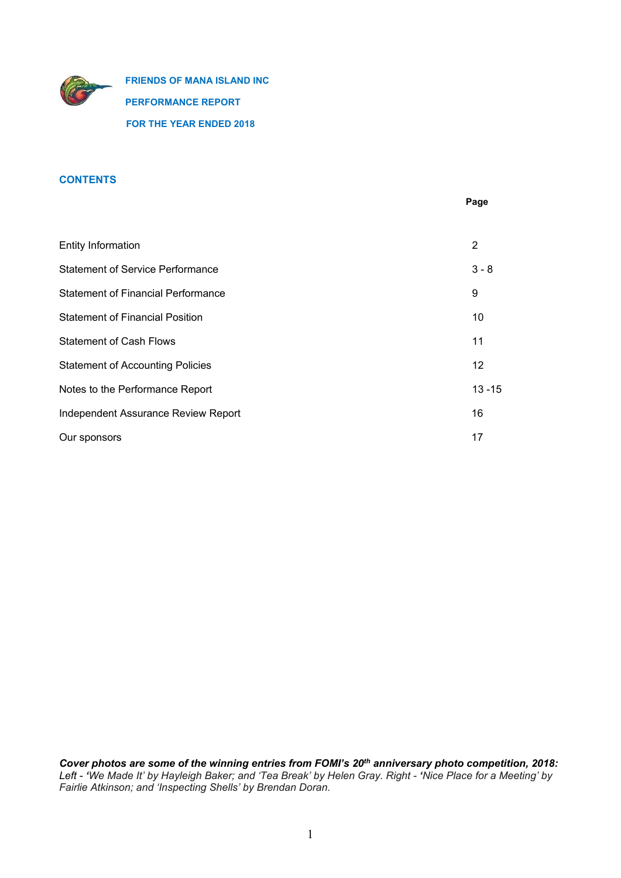**FRIENDS OF MANA ISLAND INC**

**PERFORMANCE REPORT**

**FOR THE YEAR ENDED 2018**

## CONTENTS

| | Page |
|---|---|
| Entity Information | 2 |
| Statement of Service Performance | 3 - 8 |
| Statement of Financial Performance | 9 |
| Statement of Financial Position | 10 |
| Statement of Cash Flows | 11 |
| Statement of Accounting Policies | 12 |
| Notes to the Performance Report | 13 -15 |
| Independent Assurance Review Report | 16 |
| Our sponsors | 17 |

***Cover photos are some of the winning entries from FOMI's 20th anniversary photo competition, 2018:*** *Left - 'We Made It' by Hayleigh Baker; and 'Tea Break' by Helen Gray. Right - 'Nice Place for a Meeting' by Fairlie Atkinson; and 'Inspecting Shells' by Brendan Doran.*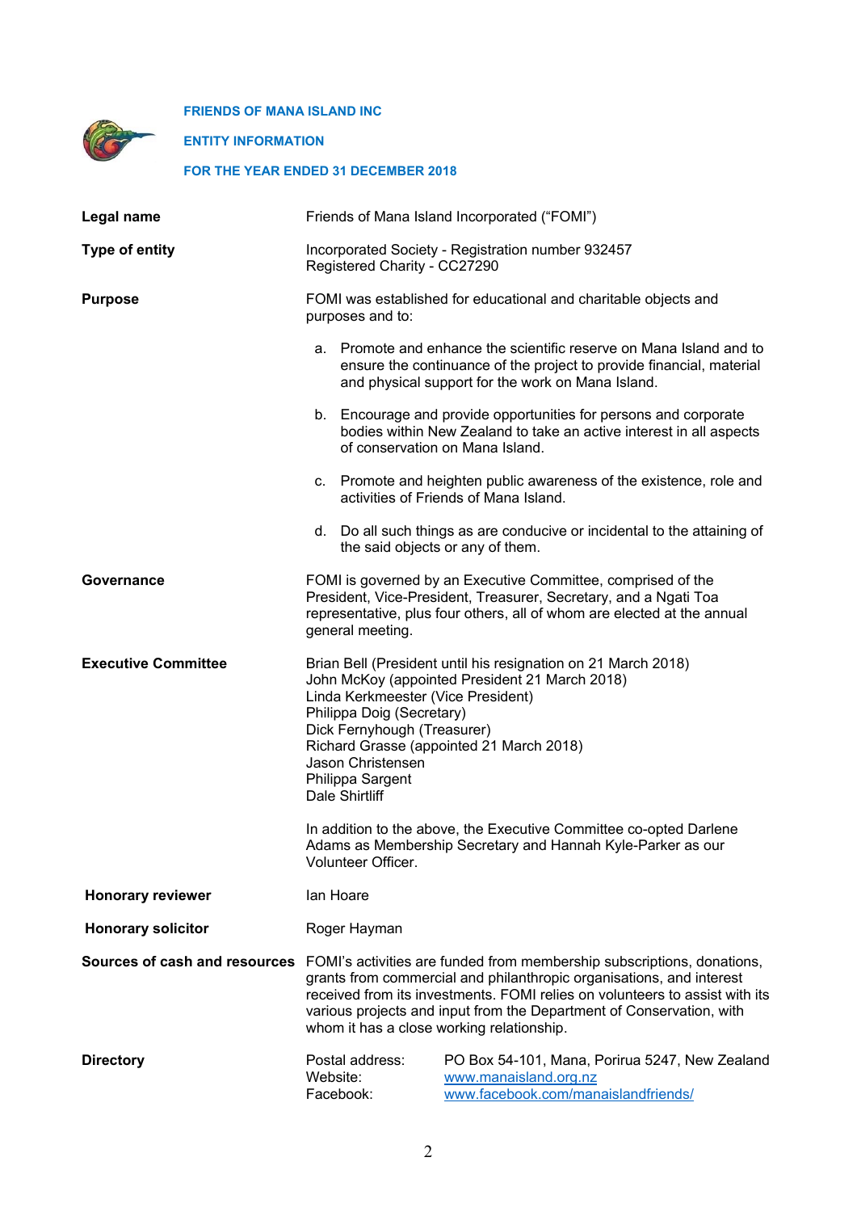**FRIENDS OF MANA ISLAND INC**

**ENTITY INFORMATION**

**FOR THE YEAR ENDED 31 DECEMBER 2018**

**Legal name**

Friends of Mana Island Incorporated ("FOMI")

**Type of entity**

Incorporated Society - Registration number 932457
Registered Charity - CC27290

**Purpose**

FOMI was established for educational and charitable objects and purposes and to:

a. Promote and enhance the scientific reserve on Mana Island and to ensure the continuance of the project to provide financial, material and physical support for the work on Mana Island.

b. Encourage and provide opportunities for persons and corporate bodies within New Zealand to take an active interest in all aspects of conservation on Mana Island.

c. Promote and heighten public awareness of the existence, role and activities of Friends of Mana Island.

d. Do all such things as are conducive or incidental to the attaining of the said objects or any of them.

**Governance**

FOMI is governed by an Executive Committee, comprised of the President, Vice-President, Treasurer, Secretary, and a Ngati Toa representative, plus four others, all of whom are elected at the annual general meeting.

**Executive Committee**

Brian Bell (President until his resignation on 21 March 2018)
John McKoy (appointed President 21 March 2018)
Linda Kerkmeester (Vice President)
Philippa Doig (Secretary)
Dick Fernyhough (Treasurer)
Richard Grasse (appointed 21 March 2018)
Jason Christensen
Philippa Sargent
Dale Shirtliff

In addition to the above, the Executive Committee co-opted Darlene Adams as Membership Secretary and Hannah Kyle-Parker as our Volunteer Officer.

**Honorary reviewer**

Ian Hoare

**Honorary solicitor**

Roger Hayman

**Sources of cash and resources**

FOMI's activities are funded from membership subscriptions, donations, grants from commercial and philanthropic organisations, and interest received from its investments. FOMI relies on volunteers to assist with its various projects and input from the Department of Conservation, with whom it has a close working relationship.

**Directory**

Postal address: PO Box 54-101, Mana, Porirua 5247, New Zealand
Website: www.manaisland.org.nz
Facebook: www.facebook.com/manaislandfriends/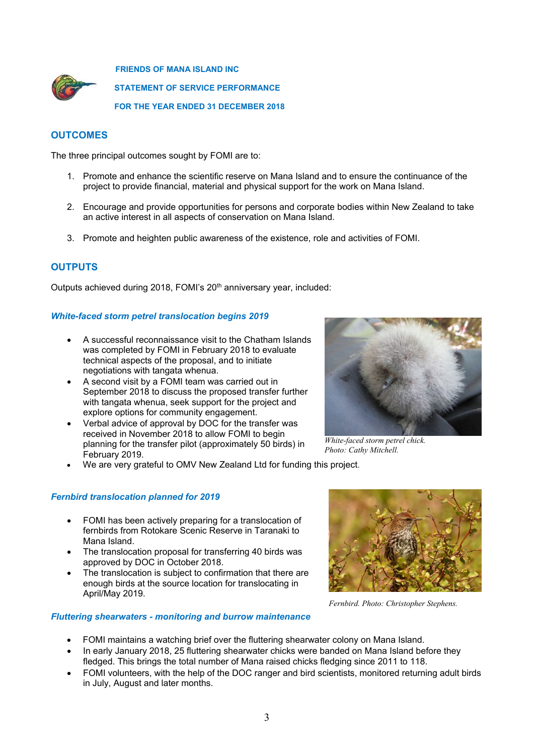**FRIENDS OF MANA ISLAND INC**

**STATEMENT OF SERVICE PERFORMANCE**

**FOR THE YEAR ENDED 31 DECEMBER 2018**

## OUTCOMES

The three principal outcomes sought by FOMI are to:

1. Promote and enhance the scientific reserve on Mana Island and to ensure the continuance of the project to provide financial, material and physical support for the work on Mana Island.
2. Encourage and provide opportunities for persons and corporate bodies within New Zealand to take an active interest in all aspects of conservation on Mana Island.
3. Promote and heighten public awareness of the existence, role and activities of FOMI.

## OUTPUTS

Outputs achieved during 2018, FOMI's 20th anniversary year, included:

### *White-faced storm petrel translocation begins 2019*

- A successful reconnaissance visit to the Chatham Islands was completed by FOMI in February 2018 to evaluate technical aspects of the proposal, and to initiate negotiations with tangata whenua.
- A second visit by a FOMI team was carried out in September 2018 to discuss the proposed transfer further with tangata whenua, seek support for the project and explore options for community engagement.
- Verbal advice of approval by DOC for the transfer was received in November 2018 to allow FOMI to begin planning for the transfer pilot (approximately 50 birds) in February 2019.
- We are very grateful to OMV New Zealand Ltd for funding this project.

*White-faced storm petrel chick. Photo: Cathy Mitchell.*

### *Fernbird translocation planned for 2019*

- FOMI has been actively preparing for a translocation of fernbirds from Rotokare Scenic Reserve in Taranaki to Mana Island.
- The translocation proposal for transferring 40 birds was approved by DOC in October 2018.
- The translocation is subject to confirmation that there are enough birds at the source location for translocating in April/May 2019.

*Fernbird. Photo: Christopher Stephens.*

### *Fluttering shearwaters - monitoring and burrow maintenance*

- FOMI maintains a watching brief over the fluttering shearwater colony on Mana Island.
- In early January 2018, 25 fluttering shearwater chicks were banded on Mana Island before they fledged. This brings the total number of Mana raised chicks fledging since 2011 to 118.
- FOMI volunteers, with the help of the DOC ranger and bird scientists, monitored returning adult birds in July, August and later months.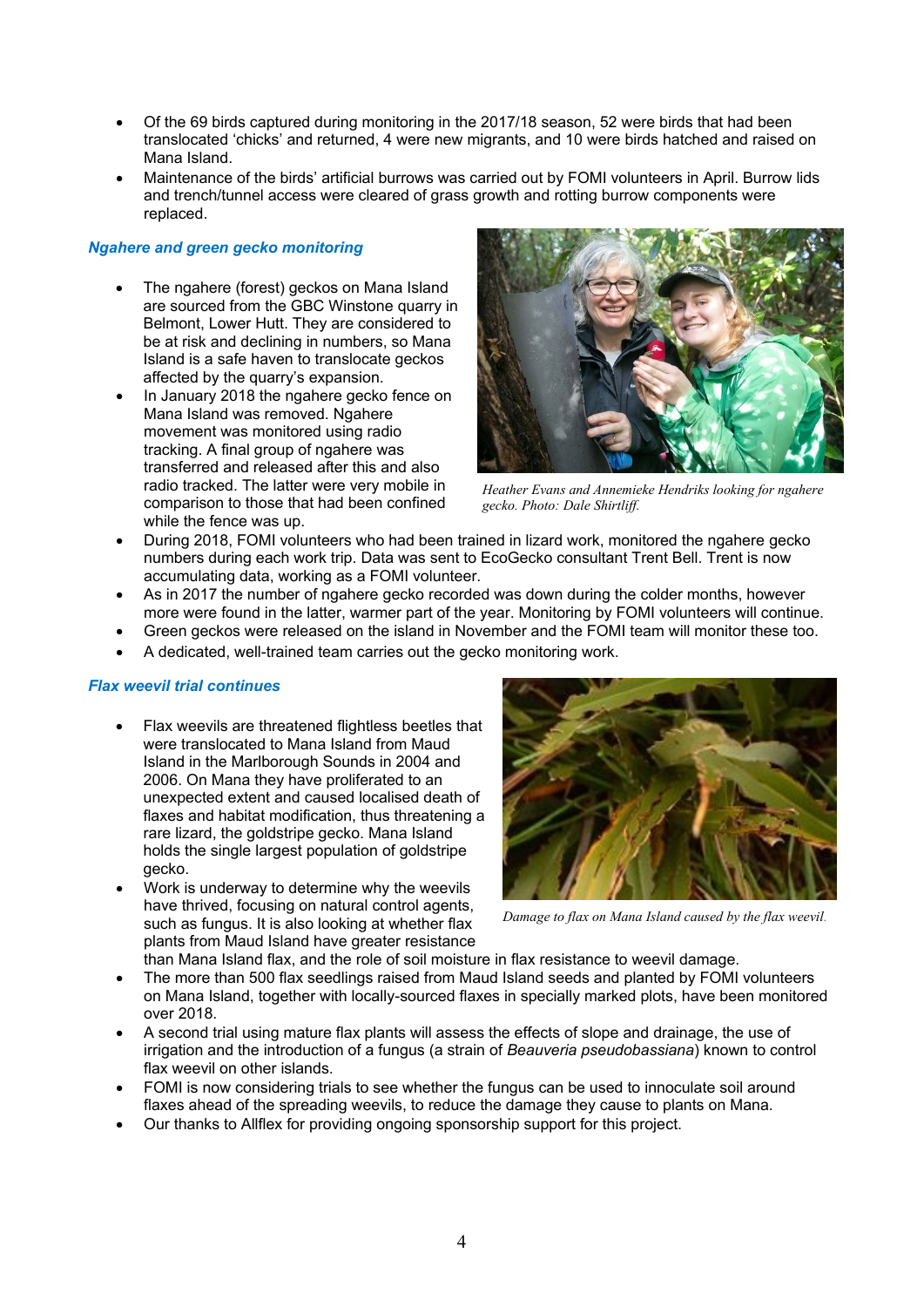- Of the 69 birds captured during monitoring in the 2017/18 season, 52 were birds that had been translocated 'chicks' and returned, 4 were new migrants, and 10 were birds hatched and raised on Mana Island.
- Maintenance of the birds' artificial burrows was carried out by FOMI volunteers in April. Burrow lids and trench/tunnel access were cleared of grass growth and rotting burrow components were replaced.

### *Ngahere and green gecko monitoring*

- The ngahere (forest) geckos on Mana Island are sourced from the GBC Winstone quarry in Belmont, Lower Hutt. They are considered to be at risk and declining in numbers, so Mana Island is a safe haven to translocate geckos affected by the quarry's expansion.
- In January 2018 the ngahere gecko fence on Mana Island was removed. Ngahere movement was monitored using radio tracking. A final group of ngahere was transferred and released after this and also radio tracked. The latter were very mobile in comparison to those that had been confined while the fence was up.

*Heather Evans and Annemieke Hendriks looking for ngahere gecko. Photo: Dale Shirtliff.*

- During 2018, FOMI volunteers who had been trained in lizard work, monitored the ngahere gecko numbers during each work trip. Data was sent to EcoGecko consultant Trent Bell. Trent is now accumulating data, working as a FOMI volunteer.
- As in 2017 the number of ngahere gecko recorded was down during the colder months, however more were found in the latter, warmer part of the year. Monitoring by FOMI volunteers will continue.
- Green geckos were released on the island in November and the FOMI team will monitor these too.
- A dedicated, well-trained team carries out the gecko monitoring work.

### *Flax weevil trial continues*

- Flax weevils are threatened flightless beetles that were translocated to Mana Island from Maud Island in the Marlborough Sounds in 2004 and 2006. On Mana they have proliferated to an unexpected extent and caused localised death of flaxes and habitat modification, thus threatening a rare lizard, the goldstripe gecko. Mana Island holds the single largest population of goldstripe gecko.
- Work is underway to determine why the weevils have thrived, focusing on natural control agents, such as fungus. It is also looking at whether flax plants from Maud Island have greater resistance than Mana Island flax, and the role of soil moisture in flax resistance to weevil damage.

*Damage to flax on Mana Island caused by the flax weevil.*

- The more than 500 flax seedlings raised from Maud Island seeds and planted by FOMI volunteers on Mana Island, together with locally-sourced flaxes in specially marked plots, have been monitored over 2018.
- A second trial using mature flax plants will assess the effects of slope and drainage, the use of irrigation and the introduction of a fungus (a strain of *Beauveria pseudobassiana*) known to control flax weevil on other islands.
- FOMI is now considering trials to see whether the fungus can be used to innoculate soil around flaxes ahead of the spreading weevils, to reduce the damage they cause to plants on Mana.
- Our thanks to Allflex for providing ongoing sponsorship support for this project.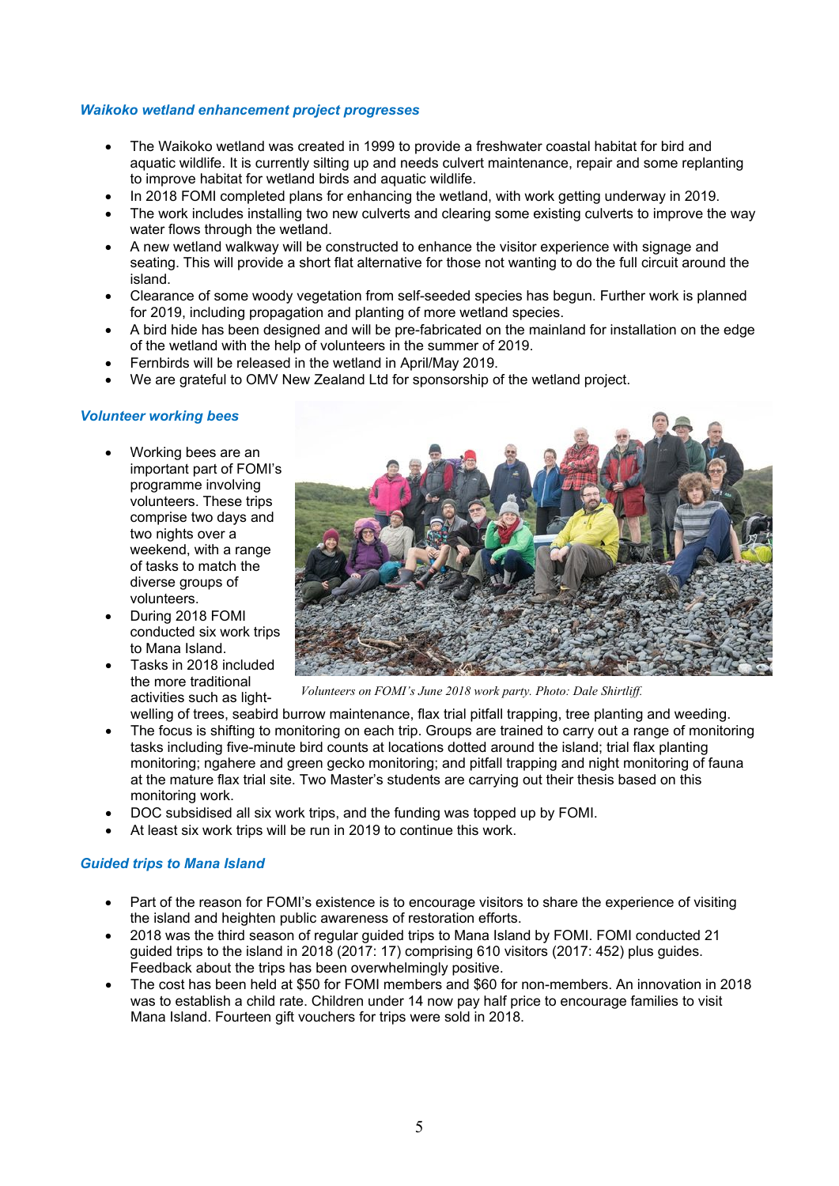### *Waikoko wetland enhancement project progresses*

- The Waikoko wetland was created in 1999 to provide a freshwater coastal habitat for bird and aquatic wildlife. It is currently silting up and needs culvert maintenance, repair and some replanting to improve habitat for wetland birds and aquatic wildlife.
- In 2018 FOMI completed plans for enhancing the wetland, with work getting underway in 2019.
- The work includes installing two new culverts and clearing some existing culverts to improve the way water flows through the wetland.
- A new wetland walkway will be constructed to enhance the visitor experience with signage and seating. This will provide a short flat alternative for those not wanting to do the full circuit around the island.
- Clearance of some woody vegetation from self-seeded species has begun. Further work is planned for 2019, including propagation and planting of more wetland species.
- A bird hide has been designed and will be pre-fabricated on the mainland for installation on the edge of the wetland with the help of volunteers in the summer of 2019.
- Fernbirds will be released in the wetland in April/May 2019.
- We are grateful to OMV New Zealand Ltd for sponsorship of the wetland project.

### *Volunteer working bees*

- Working bees are an important part of FOMI's programme involving volunteers. These trips comprise two days and two nights over a weekend, with a range of tasks to match the diverse groups of volunteers.
- During 2018 FOMI conducted six work trips to Mana Island.
- Tasks in 2018 included the more traditional activities such as light-welling of trees, seabird burrow maintenance, flax trial pitfall trapping, tree planting and weeding.
- The focus is shifting to monitoring on each trip. Groups are trained to carry out a range of monitoring tasks including five-minute bird counts at locations dotted around the island; trial flax planting monitoring; ngahere and green gecko monitoring; and pitfall trapping and night monitoring of fauna at the mature flax trial site. Two Master's students are carrying out their thesis based on this monitoring work.
- DOC subsidised all six work trips, and the funding was topped up by FOMI.
- At least six work trips will be run in 2019 to continue this work.

*Volunteers on FOMI's June 2018 work party. Photo: Dale Shirtliff.*

### *Guided trips to Mana Island*

- Part of the reason for FOMI's existence is to encourage visitors to share the experience of visiting the island and heighten public awareness of restoration efforts.
- 2018 was the third season of regular guided trips to Mana Island by FOMI. FOMI conducted 21 guided trips to the island in 2018 (2017: 17) comprising 610 visitors (2017: 452) plus guides. Feedback about the trips has been overwhelmingly positive.
- The cost has been held at $50 for FOMI members and $60 for non-members. An innovation in 2018 was to establish a child rate. Children under 14 now pay half price to encourage families to visit Mana Island. Fourteen gift vouchers for trips were sold in 2018.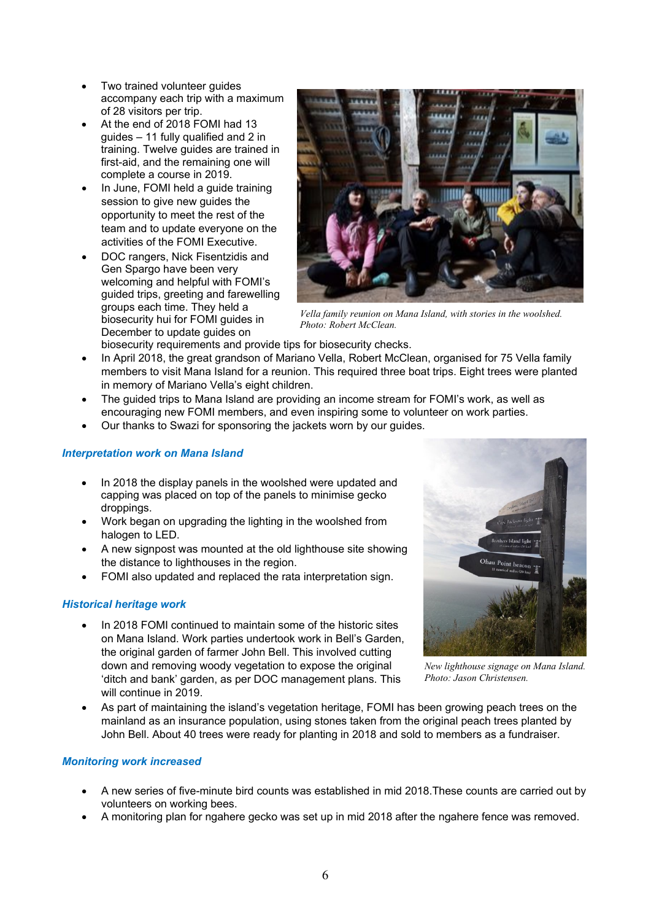- Two trained volunteer guides accompany each trip with a maximum of 28 visitors per trip.
- At the end of 2018 FOMI had 13 guides – 11 fully qualified and 2 in training. Twelve guides are trained in first-aid, and the remaining one will complete a course in 2019.
- In June, FOMI held a guide training session to give new guides the opportunity to meet the rest of the team and to update everyone on the activities of the FOMI Executive.
- DOC rangers, Nick Fisentzidis and Gen Spargo have been very welcoming and helpful with FOMI's guided trips, greeting and farewelling groups each time. They held a biosecurity hui for FOMI guides in December to update guides on biosecurity requirements and provide tips for biosecurity checks.
- In April 2018, the great grandson of Mariano Vella, Robert McClean, organised for 75 Vella family members to visit Mana Island for a reunion. This required three boat trips. Eight trees were planted in memory of Mariano Vella's eight children.
- The guided trips to Mana Island are providing an income stream for FOMI's work, as well as encouraging new FOMI members, and even inspiring some to volunteer on work parties.
- Our thanks to Swazi for sponsoring the jackets worn by our guides.

*Vella family reunion on Mana Island, with stories in the woolshed. Photo: Robert McClean.*

### *Interpretation work on Mana Island*

- In 2018 the display panels in the woolshed were updated and capping was placed on top of the panels to minimise gecko droppings.
- Work began on upgrading the lighting in the woolshed from halogen to LED.
- A new signpost was mounted at the old lighthouse site showing the distance to lighthouses in the region.
- FOMI also updated and replaced the rata interpretation sign.

*New lighthouse signage on Mana Island. Photo: Jason Christensen.*

### *Historical heritage work*

- In 2018 FOMI continued to maintain some of the historic sites on Mana Island. Work parties undertook work in Bell's Garden, the original garden of farmer John Bell. This involved cutting down and removing woody vegetation to expose the original 'ditch and bank' garden, as per DOC management plans. This will continue in 2019.
- As part of maintaining the island's vegetation heritage, FOMI has been growing peach trees on the mainland as an insurance population, using stones taken from the original peach trees planted by John Bell. About 40 trees were ready for planting in 2018 and sold to members as a fundraiser.

### *Monitoring work increased*

- A new series of five-minute bird counts was established in mid 2018.These counts are carried out by volunteers on working bees.
- A monitoring plan for ngahere gecko was set up in mid 2018 after the ngahere fence was removed.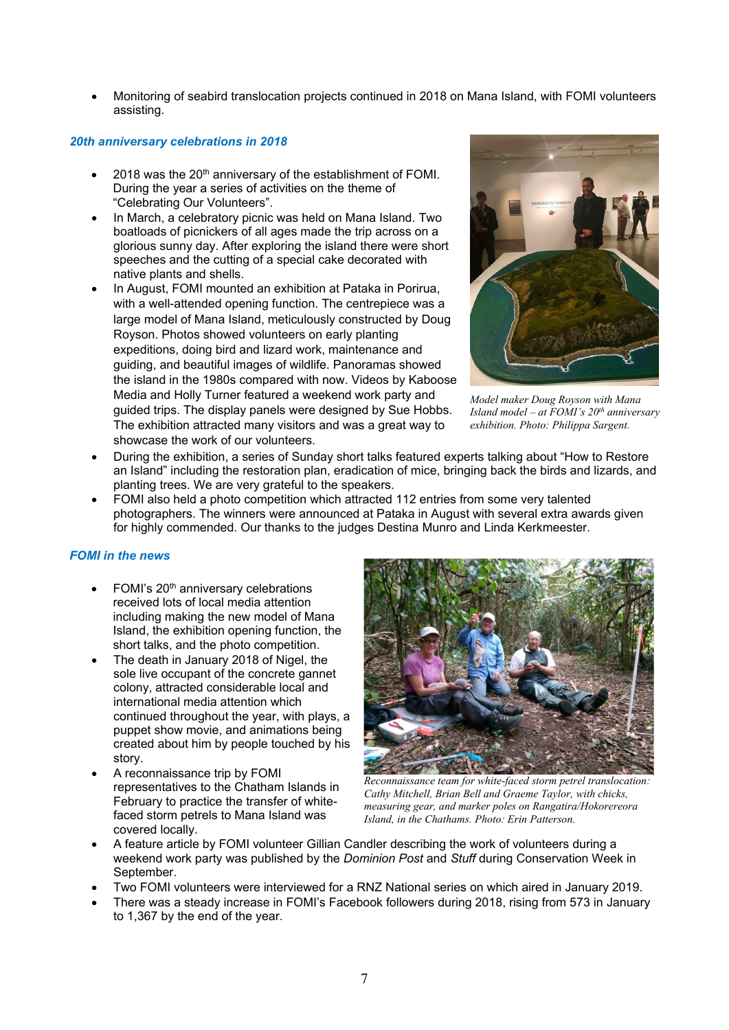- Monitoring of seabird translocation projects continued in 2018 on Mana Island, with FOMI volunteers assisting.

### *20th anniversary celebrations in 2018*

- 2018 was the 20th anniversary of the establishment of FOMI. During the year a series of activities on the theme of "Celebrating Our Volunteers".
- In March, a celebratory picnic was held on Mana Island. Two boatloads of picnickers of all ages made the trip across on a glorious sunny day. After exploring the island there were short speeches and the cutting of a special cake decorated with native plants and shells.
- In August, FOMI mounted an exhibition at Pataka in Porirua, with a well-attended opening function. The centrepiece was a large model of Mana Island, meticulously constructed by Doug Royson. Photos showed volunteers on early planting expeditions, doing bird and lizard work, maintenance and guiding, and beautiful images of wildlife. Panoramas showed the island in the 1980s compared with now. Videos by Kaboose Media and Holly Turner featured a weekend work party and guided trips. The display panels were designed by Sue Hobbs. The exhibition attracted many visitors and was a great way to showcase the work of our volunteers.

*Model maker Doug Royson with Mana Island model – at FOMI's 20th anniversary exhibition. Photo: Philippa Sargent.*

- During the exhibition, a series of Sunday short talks featured experts talking about "How to Restore an Island" including the restoration plan, eradication of mice, bringing back the birds and lizards, and planting trees. We are very grateful to the speakers.
- FOMI also held a photo competition which attracted 112 entries from some very talented photographers. The winners were announced at Pataka in August with several extra awards given for highly commended. Our thanks to the judges Destina Munro and Linda Kerkmeester.

### *FOMI in the news*

- FOMI's 20th anniversary celebrations received lots of local media attention including making the new model of Mana Island, the exhibition opening function, the short talks, and the photo competition.
- The death in January 2018 of Nigel, the sole live occupant of the concrete gannet colony, attracted considerable local and international media attention which continued throughout the year, with plays, a puppet show movie, and animations being created about him by people touched by his story.
- A reconnaissance trip by FOMI representatives to the Chatham Islands in February to practice the transfer of white-faced storm petrels to Mana Island was covered locally.

*Reconnaissance team for white-faced storm petrel translocation: Cathy Mitchell, Brian Bell and Graeme Taylor, with chicks, measuring gear, and marker poles on Rangatira/Hokorereora Island, in the Chathams. Photo: Erin Patterson.*

- A feature article by FOMI volunteer Gillian Candler describing the work of volunteers during a weekend work party was published by the *Dominion Post* and *Stuff* during Conservation Week in September.
- Two FOMI volunteers were interviewed for a RNZ National series on which aired in January 2019.
- There was a steady increase in FOMI's Facebook followers during 2018, rising from 573 in January to 1,367 by the end of the year.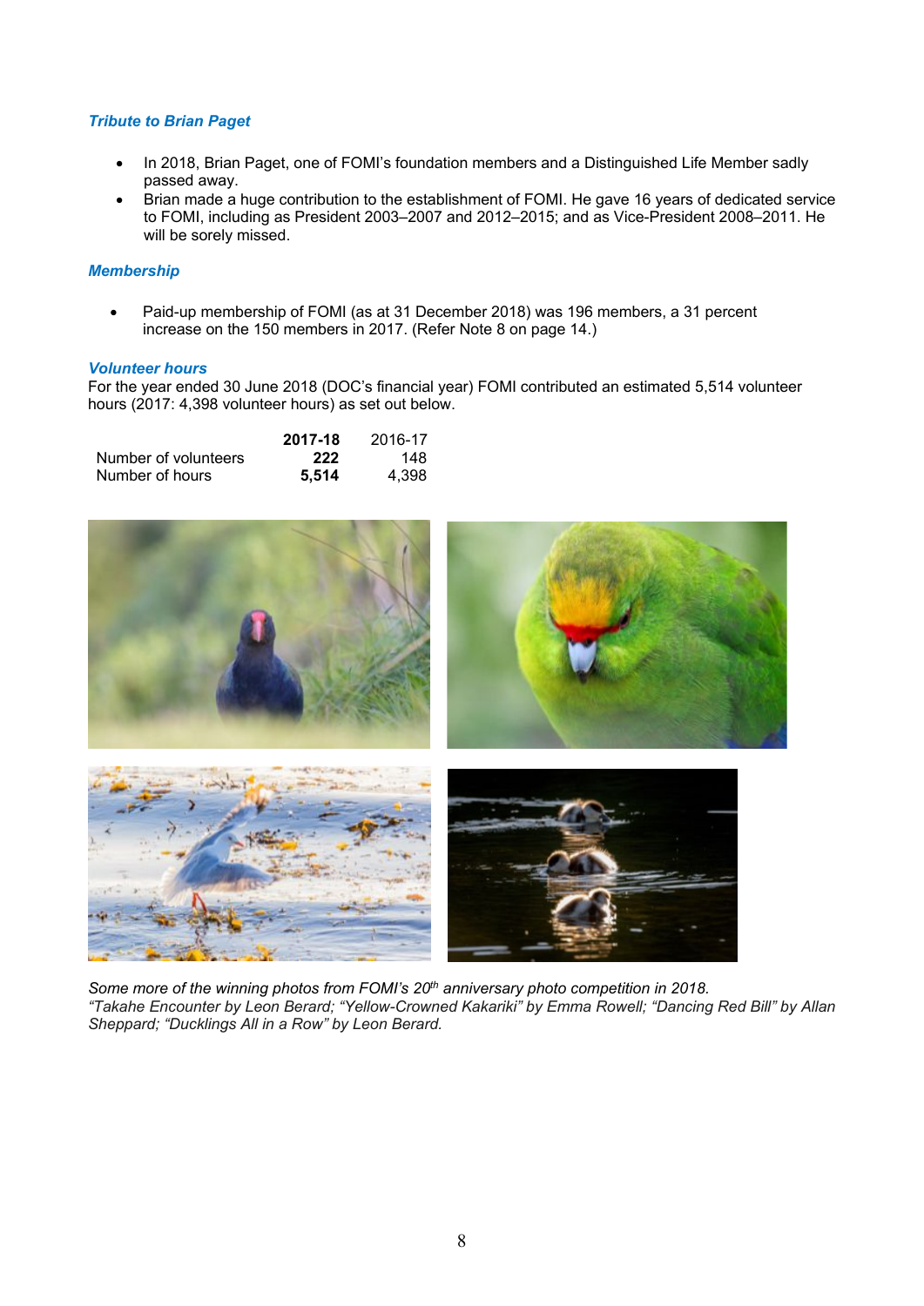### *Tribute to Brian Paget*

- In 2018, Brian Paget, one of FOMI's foundation members and a Distinguished Life Member sadly passed away.
- Brian made a huge contribution to the establishment of FOMI. He gave 16 years of dedicated service to FOMI, including as President 2003–2007 and 2012–2015; and as Vice-President 2008–2011. He will be sorely missed.

### *Membership*

- Paid-up membership of FOMI (as at 31 December 2018) was 196 members, a 31 percent increase on the 150 members in 2017. (Refer Note 8 on page 14.)

### *Volunteer hours*

For the year ended 30 June 2018 (DOC's financial year) FOMI contributed an estimated 5,514 volunteer hours (2017: 4,398 volunteer hours) as set out below.

| | **2017-18** | 2016-17 |
|---|---|---|
| Number of volunteers | **222** | 148 |
| Number of hours | **5,514** | 4,398 |

*Some more of the winning photos from FOMI's 20th anniversary photo competition in 2018. "Takahe Encounter by Leon Berard; "Yellow-Crowned Kakariki" by Emma Rowell; "Dancing Red Bill" by Allan Sheppard; "Ducklings All in a Row" by Leon Berard.*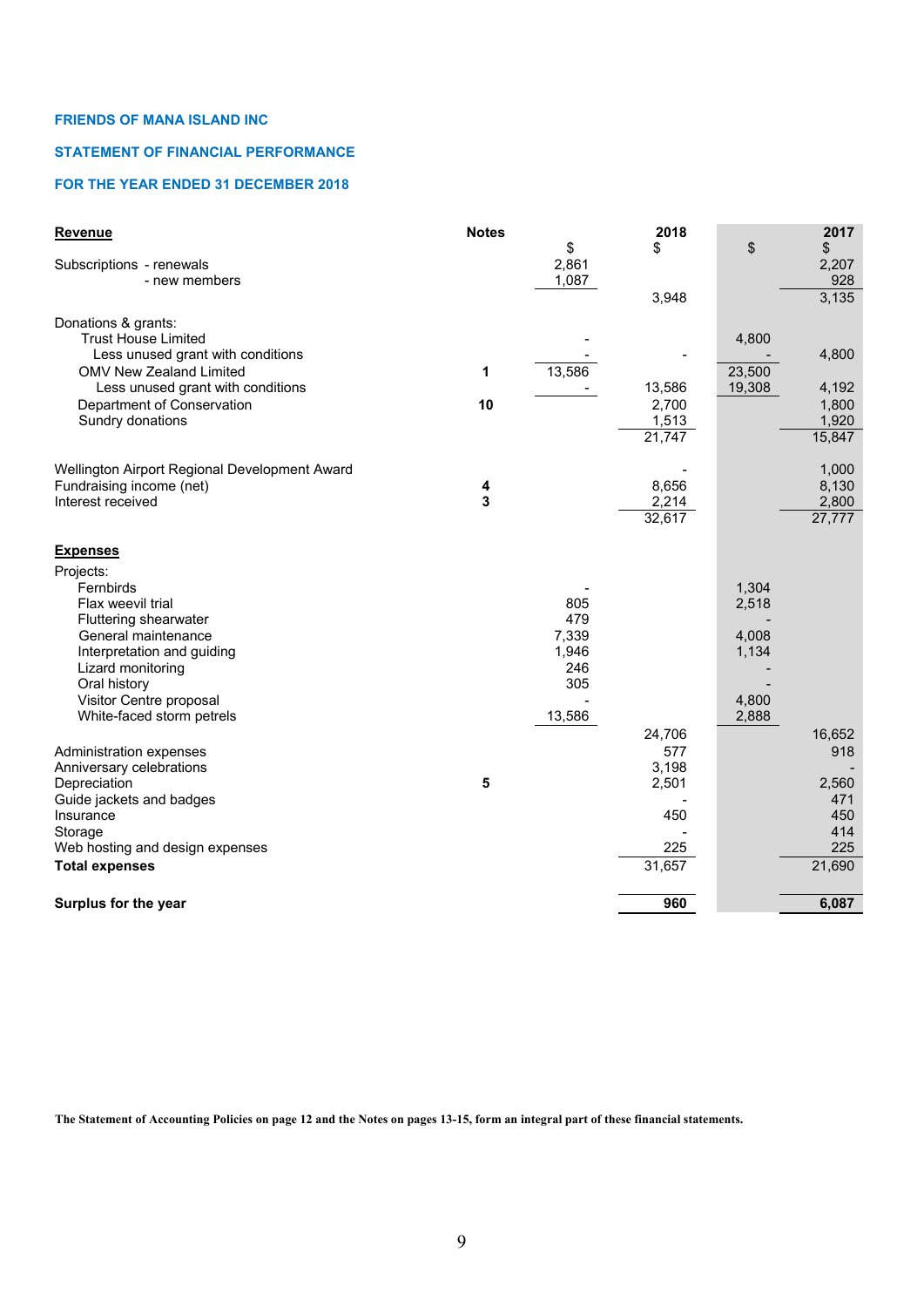**FRIENDS OF MANA ISLAND INC**

**STATEMENT OF FINANCIAL PERFORMANCE**

**FOR THE YEAR ENDED 31 DECEMBER 2018**

| **Revenue** | **Notes** | $ | **2018** $ | $ | **2017** $ |
|---|---|---|---|---|---|
| Subscriptions - renewals | | 2,861 | | | 2,207 |
| - new members | | 1,087 | | | 928 |
| | | | 3,948 | | 3,135 |
| Donations & grants: | | | | | |
| Trust House Limited | | - | | 4,800 | |
| Less unused grant with conditions | | - | - | - | 4,800 |
| OMV New Zealand Limited | 1 | 13,586 | | 23,500 | |
| Less unused grant with conditions | | - | 13,586 | 19,308 | 4,192 |
| Department of Conservation | 10 | | 2,700 | | 1,800 |
| Sundry donations | | | 1,513 | | 1,920 |
| | | | 21,747 | | 15,847 |
| Wellington Airport Regional Development Award | | | - | | 1,000 |
| Fundraising income (net) | 4 | | 8,656 | | 8,130 |
| Interest received | 3 | | 2,214 | | 2,800 |
| | | | 32,617 | | 27,777 |
| **Expenses** | | | | | |
| Projects: | | | | | |
| Fernbirds | | - | | 1,304 | |
| Flax weevil trial | | 805 | | 2,518 | |
| Fluttering shearwater | | 479 | | - | |
| General maintenance | | 7,339 | | 4,008 | |
| Interpretation and guiding | | 1,946 | | 1,134 | |
| Lizard monitoring | | 246 | | - | |
| Oral history | | 305 | | - | |
| Visitor Centre proposal | | - | | 4,800 | |
| White-faced storm petrels | | 13,586 | | 2,888 | |
| | | | 24,706 | | 16,652 |
| Administration expenses | | | 577 | | 918 |
| Anniversary celebrations | | | 3,198 | | - |
| Depreciation | 5 | | 2,501 | | 2,560 |
| Guide jackets and badges | | | - | | 471 |
| Insurance | | | 450 | | 450 |
| Storage | | | - | | 414 |
| Web hosting and design expenses | | | 225 | | 225 |
| **Total expenses** | | | 31,657 | | 21,690 |
| **Surplus for the year** | | | **960** | | **6,087** |

**The Statement of Accounting Policies on page 12 and the Notes on pages 13-15, form an integral part of these financial statements.**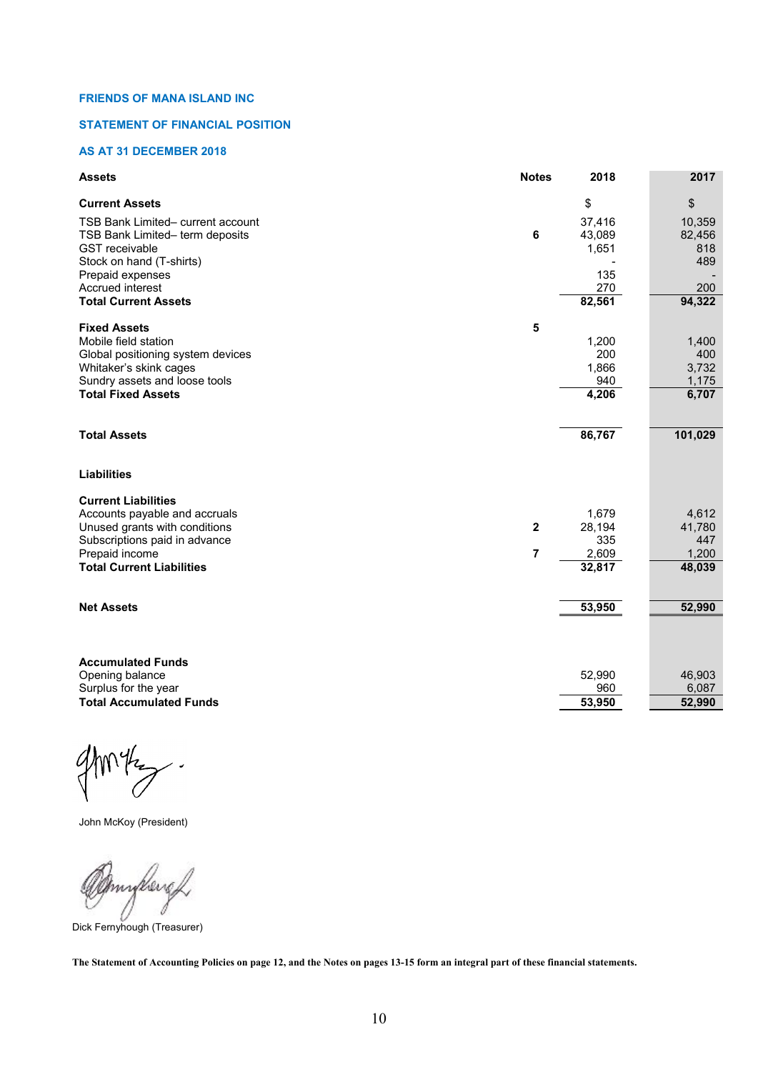**FRIENDS OF MANA ISLAND INC**

**STATEMENT OF FINANCIAL POSITION**

**AS AT 31 DECEMBER 2018**

| **Assets** | **Notes** | **2018** | **2017** |
|---|---|---|---|
| **Current Assets** | | $ | $ |
| TSB Bank Limited– current account | | 37,416 | 10,359 |
| TSB Bank Limited– term deposits | 6 | 43,089 | 82,456 |
| GST receivable | | 1,651 | 818 |
| Stock on hand (T-shirts) | | - | 489 |
| Prepaid expenses | | 135 | - |
| Accrued interest | | 270 | 200 |
| **Total Current Assets** | | **82,561** | **94,322** |
| **Fixed Assets** | 5 | | |
| Mobile field station | | 1,200 | 1,400 |
| Global positioning system devices | | 200 | 400 |
| Whitaker's skink cages | | 1,866 | 3,732 |
| Sundry assets and loose tools | | 940 | 1,175 |
| **Total Fixed Assets** | | **4,206** | **6,707** |
| **Total Assets** | | **86,767** | **101,029** |
| **Liabilities** | | | |
| **Current Liabilities** | | | |
| Accounts payable and accruals | | 1,679 | 4,612 |
| Unused grants with conditions | 2 | 28,194 | 41,780 |
| Subscriptions paid in advance | | 335 | 447 |
| Prepaid income | 7 | 2,609 | 1,200 |
| **Total Current Liabilities** | | **32,817** | **48,039** |
| **Net Assets** | | **53,950** | **52,990** |
| **Accumulated Funds** | | | |
| Opening balance | | 52,990 | 46,903 |
| Surplus for the year | | 960 | 6,087 |
| **Total Accumulated Funds** | | **53,950** | **52,990** |

John McKoy (President)

Dick Fernyhough (Treasurer)

**The Statement of Accounting Policies on page 12, and the Notes on pages 13-15 form an integral part of these financial statements.**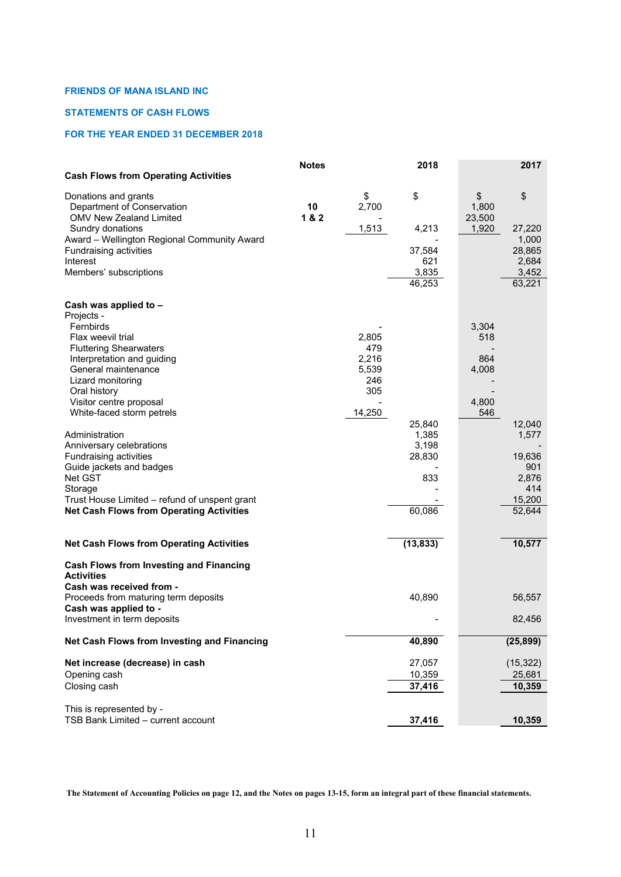**FRIENDS OF MANA ISLAND INC**

**STATEMENTS OF CASH FLOWS**

**FOR THE YEAR ENDED 31 DECEMBER 2018**

| | Notes | | 2018 | | 2017 |
|---|---|---|---|---|---|
| **Cash Flows from Operating Activities** | | | | | |
| Donations and grants | | $ | $ | $ | $ |
| Department of Conservation | **10** | 2,700 | | 1,800 | |
| OMV New Zealand Limited | **1 & 2** | - | | 23,500 | |
| Sundry donations | | 1,513 | 4,213 | 1,920 | 27,220 |
| Award – Wellington Regional Community Award | | | - | | 1,000 |
| Fundraising activities | | | 37,584 | | 28,865 |
| Interest | | | 621 | | 2,684 |
| Members' subscriptions | | | 3,835 | | 3,452 |
| | | | 46,253 | | 63,221 |
| **Cash was applied to –** | | | | | |
| Projects - | | | | | |
| Fernbirds | | - | | 3,304 | |
| Flax weevil trial | | 2,805 | | 518 | |
| Fluttering Shearwaters | | 479 | | - | |
| Interpretation and guiding | | 2,216 | | 864 | |
| General maintenance | | 5,539 | | 4,008 | |
| Lizard monitoring | | 246 | | - | |
| Oral history | | 305 | | - | |
| Visitor centre proposal | | - | | 4,800 | |
| White-faced storm petrels | | 14,250 | | 546 | |
| | | | 25,840 | | 12,040 |
| Administration | | | 1,385 | | 1,577 |
| Anniversary celebrations | | | 3,198 | | - |
| Fundraising activities | | | 28,830 | | 19,636 |
| Guide jackets and badges | | | - | | 901 |
| Net GST | | | 833 | | 2,876 |
| Storage | | | - | | 414 |
| Trust House Limited – refund of unspent grant | | | - | | 15,200 |
| **Net Cash Flows from Operating Activities** | | | 60,086 | | 52,644 |
| | | | | | |
| **Net Cash Flows from Operating Activities** | | | **(13,833)** | | **10,577** |
| | | | | | |
| **Cash Flows from Investing and Financing Activities** | | | | | |
| **Cash was received from -** | | | | | |
| Proceeds from maturing term deposits | | | 40,890 | | 56,557 |
| **Cash was applied to -** | | | | | |
| Investment in term deposits | | | - | | 82,456 |
| | | | | | |
| **Net Cash Flows from Investing and Financing** | | | **40,890** | | **(25,899)** |
| | | | | | |
| **Net increase (decrease) in cash** | | | 27,057 | | (15,322) |
| Opening cash | | | 10,359 | | 25,681 |
| Closing cash | | | **37,416** | | **10,359** |
| | | | | | |
| This is represented by - | | | | | |
| TSB Bank Limited – current account | | | **37,416** | | **10,359** |

**The Statement of Accounting Policies on page 12, and the Notes on pages 13-15, form an integral part of these financial statements.**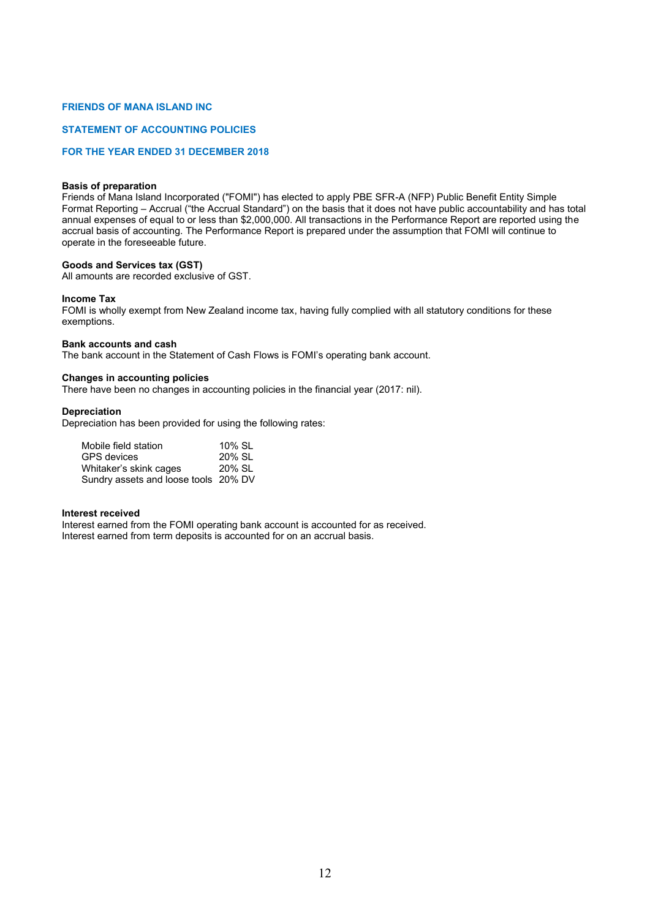# FRIENDS OF MANA ISLAND INC

## STATEMENT OF ACCOUNTING POLICIES

## FOR THE YEAR ENDED 31 DECEMBER 2018

**Basis of preparation**
Friends of Mana Island Incorporated ("FOMI") has elected to apply PBE SFR-A (NFP) Public Benefit Entity Simple Format Reporting – Accrual ("the Accrual Standard") on the basis that it does not have public accountability and has total annual expenses of equal to or less than $2,000,000. All transactions in the Performance Report are reported using the accrual basis of accounting. The Performance Report is prepared under the assumption that FOMI will continue to operate in the foreseeable future.

**Goods and Services tax (GST)**
All amounts are recorded exclusive of GST.

**Income Tax**
FOMI is wholly exempt from New Zealand income tax, having fully complied with all statutory conditions for these exemptions.

**Bank accounts and cash**
The bank account in the Statement of Cash Flows is FOMI's operating bank account.

**Changes in accounting policies**
There have been no changes in accounting policies in the financial year (2017: nil).

**Depreciation**
Depreciation has been provided for using the following rates:

| | |
|---|---|
| Mobile field station | 10% SL |
| GPS devices | 20% SL |
| Whitaker's skink cages | 20% SL |
| Sundry assets and loose tools | 20% DV |

**Interest received**
Interest earned from the FOMI operating bank account is accounted for as received.
Interest earned from term deposits is accounted for on an accrual basis.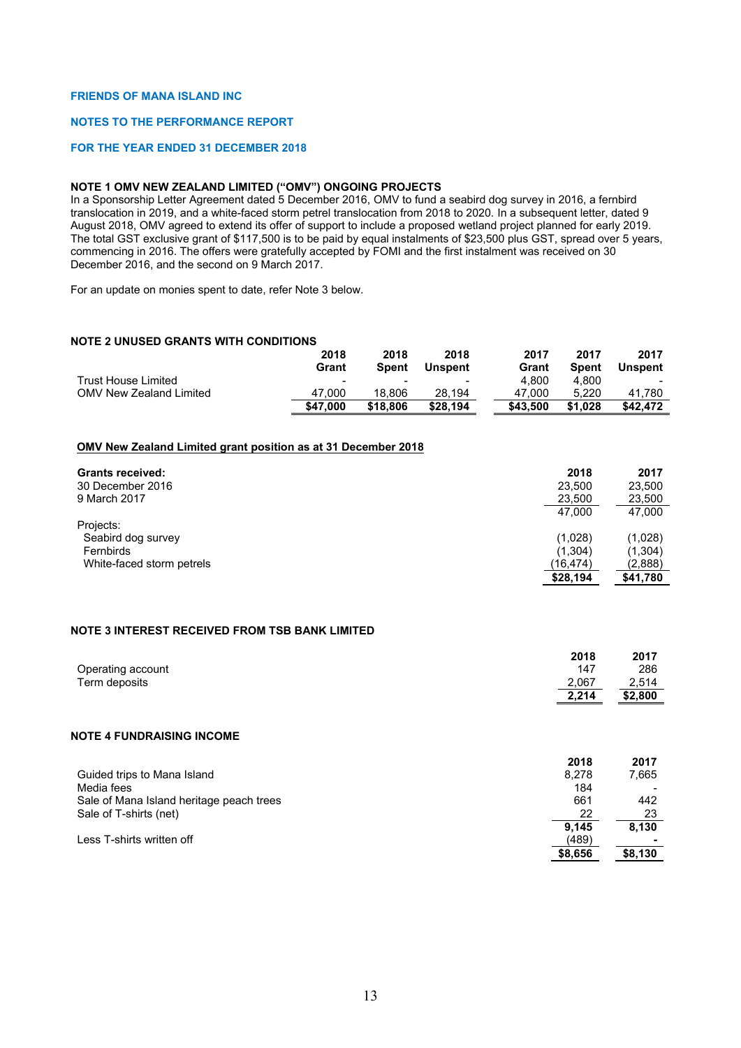# FRIENDS OF MANA ISLAND INC

## NOTES TO THE PERFORMANCE REPORT

## FOR THE YEAR ENDED 31 DECEMBER 2018

### NOTE 1 OMV NEW ZEALAND LIMITED ("OMV") ONGOING PROJECTS

In a Sponsorship Letter Agreement dated 5 December 2016, OMV to fund a seabird dog survey in 2016, a fernbird translocation in 2019, and a white-faced storm petrel translocation from 2018 to 2020. In a subsequent letter, dated 9 August 2018, OMV agreed to extend its offer of support to include a proposed wetland project planned for early 2019. The total GST exclusive grant of $117,500 is to be paid by equal instalments of $23,500 plus GST, spread over 5 years, commencing in 2016. The offers were gratefully accepted by FOMI and the first instalment was received on 30 December 2016, and the second on 9 March 2017.

For an update on monies spent to date, refer Note 3 below.

### NOTE 2 UNUSED GRANTS WITH CONDITIONS

| | 2018 Grant | 2018 Spent | 2018 Unspent | 2017 Grant | 2017 Spent | 2017 Unspent |
|---|---|---|---|---|---|---|
| Trust House Limited | - | - | - | 4,800 | 4,800 | - |
| OMV New Zealand Limited | 47,000 | 18,806 | 28,194 | 47,000 | 5,220 | 41,780 |
| | **$47,000** | **$18,806** | **$28,194** | **$43,500** | **$1,028** | **$42,472** |

**OMV New Zealand Limited grant position as at 31 December 2018**

| | 2018 | 2017 |
|---|---|---|
| **Grants received:** | | |
| 30 December 2016 | 23,500 | 23,500 |
| 9 March 2017 | 23,500 | 23,500 |
| | 47,000 | 47,000 |
| Projects: | | |
| Seabird dog survey | (1,028) | (1,028) |
| Fernbirds | (1,304) | (1,304) |
| White-faced storm petrels | (16,474) | (2,888) |
| | **$28,194** | **$41,780** |

### NOTE 3 INTEREST RECEIVED FROM TSB BANK LIMITED

| | 2018 | 2017 |
|---|---|---|
| Operating account | 147 | 286 |
| Term deposits | 2,067 | 2,514 |
| | **2,214** | **$2,800** |

### NOTE 4 FUNDRAISING INCOME

| | 2018 | 2017 |
|---|---|---|
| Guided trips to Mana Island | 8,278 | 7,665 |
| Media fees | 184 | - |
| Sale of Mana Island heritage peach trees | 661 | 442 |
| Sale of T-shirts (net) | 22 | 23 |
| | **9,145** | **8,130** |
| Less T-shirts written off | (489) | - |
| | **$8,656** | **$8,130** |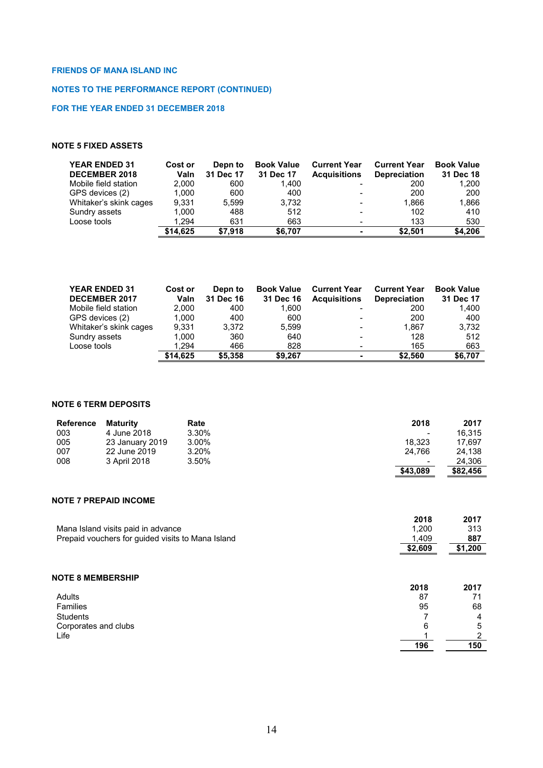**FRIENDS OF MANA ISLAND INC**

**NOTES TO THE PERFORMANCE REPORT (CONTINUED)**

**FOR THE YEAR ENDED 31 DECEMBER 2018**

### NOTE 5 FIXED ASSETS

| YEAR ENDED 31 DECEMBER 2018 | Cost or Valn | Depn to 31 Dec 17 | Book Value 31 Dec 17 | Current Year Acquisitions | Current Year Depreciation | Book Value 31 Dec 18 |
|---|---|---|---|---|---|---|
| Mobile field station | 2,000 | 600 | 1,400 | - | 200 | 1,200 |
| GPS devices (2) | 1,000 | 600 | 400 | - | 200 | 200 |
| Whitaker's skink cages | 9,331 | 5,599 | 3,732 | - | 1,866 | 1,866 |
| Sundry assets | 1,000 | 488 | 512 | - | 102 | 410 |
| Loose tools | 1,294 | 631 | 663 | - | 133 | 530 |
| | **$14,625** | **$7,918** | **$6,707** | **-** | **$2,501** | **$4,206** |

| YEAR ENDED 31 DECEMBER 2017 | Cost or Valn | Depn to 31 Dec 16 | Book Value 31 Dec 16 | Current Year Acquisitions | Current Year Depreciation | Book Value 31 Dec 17 |
|---|---|---|---|---|---|---|
| Mobile field station | 2,000 | 400 | 1,600 | - | 200 | 1,400 |
| GPS devices (2) | 1,000 | 400 | 600 | - | 200 | 400 |
| Whitaker's skink cages | 9,331 | 3,372 | 5,599 | - | 1,867 | 3,732 |
| Sundry assets | 1,000 | 360 | 640 | - | 128 | 512 |
| Loose tools | 1,294 | 466 | 828 | - | 165 | 663 |
| | **$14,625** | **$5,358** | **$9,267** | **-** | **$2,560** | **$6,707** |

### NOTE 6 TERM DEPOSITS

| Reference | Maturity | Rate | 2018 | 2017 |
|---|---|---|---|---|
| 003 | 4 June 2018 | 3.30% | - | 16,315 |
| 005 | 23 January 2019 | 3.00% | 18,323 | 17,697 |
| 007 | 22 June 2019 | 3.20% | 24,766 | 24,138 |
| 008 | 3 April 2018 | 3.50% | - | 24,306 |
| | | | **$43,089** | **$82,456** |

### NOTE 7 PREPAID INCOME

| | 2018 | 2017 |
|---|---|---|
| Mana Island visits paid in advance | 1,200 | 313 |
| Prepaid vouchers for guided visits to Mana Island | 1,409 | 887 |
| | **$2,609** | **$1,200** |

### NOTE 8 MEMBERSHIP

| | 2018 | 2017 |
|---|---|---|
| Adults | 87 | 71 |
| Families | 95 | 68 |
| Students | 7 | 4 |
| Corporates and clubs | 6 | 5 |
| Life | 1 | 2 |
| | **196** | **150** |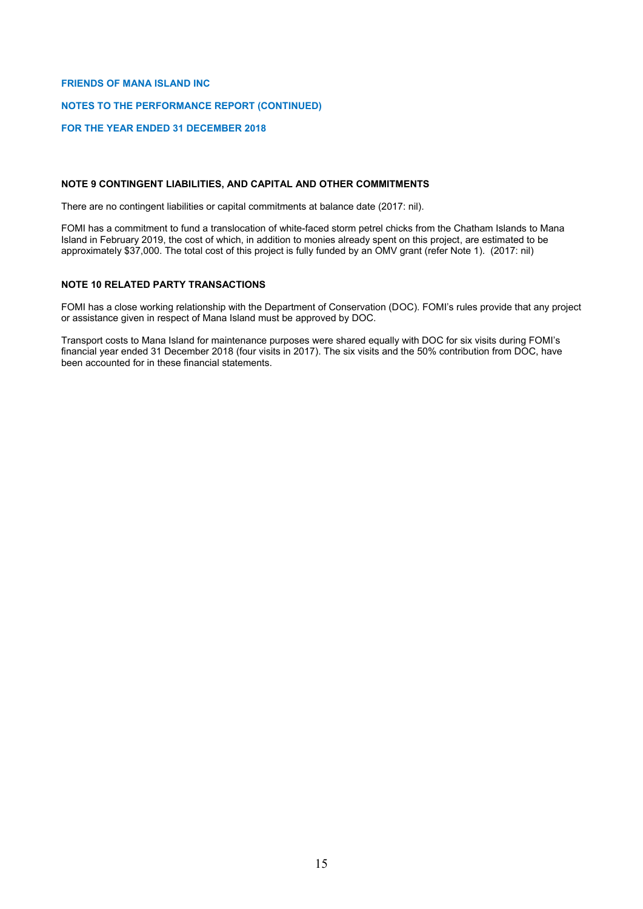## NOTE 9 CONTINGENT LIABILITIES, AND CAPITAL AND OTHER COMMITMENTS

There are no contingent liabilities or capital commitments at balance date (2017: nil).

FOMI has a commitment to fund a translocation of white-faced storm petrel chicks from the Chatham Islands to Mana Island in February 2019, the cost of which, in addition to monies already spent on this project, are estimated to be approximately $37,000. The total cost of this project is fully funded by an OMV grant (refer Note 1). (2017: nil)

## NOTE 10 RELATED PARTY TRANSACTIONS

FOMI has a close working relationship with the Department of Conservation (DOC). FOMI's rules provide that any project or assistance given in respect of Mana Island must be approved by DOC.

Transport costs to Mana Island for maintenance purposes were shared equally with DOC for six visits during FOMI's financial year ended 31 December 2018 (four visits in 2017). The six visits and the 50% contribution from DOC, have been accounted for in these financial statements.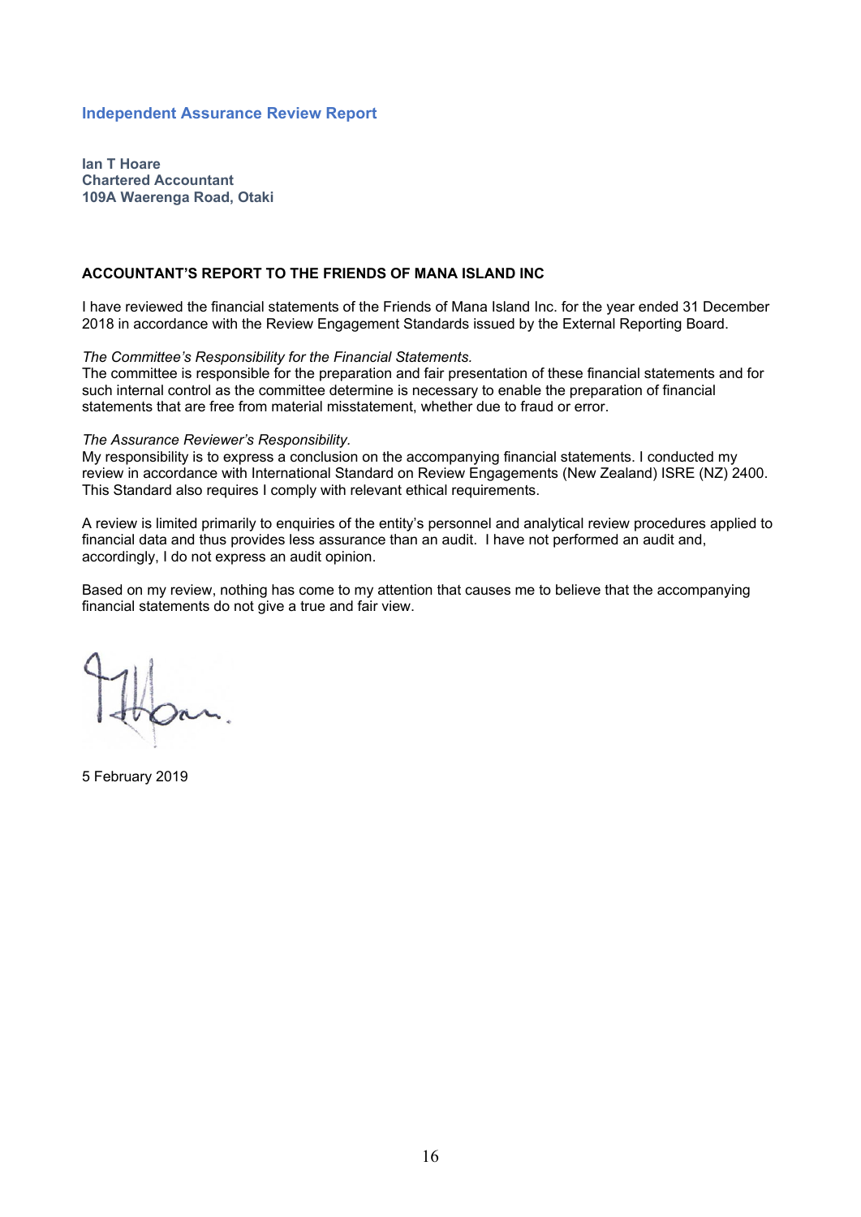## Independent Assurance Review Report

**Ian T Hoare**
**Chartered Accountant**
**109A Waerenga Road, Otaki**

**ACCOUNTANT'S REPORT TO THE FRIENDS OF MANA ISLAND INC**

I have reviewed the financial statements of the Friends of Mana Island Inc. for the year ended 31 December 2018 in accordance with the Review Engagement Standards issued by the External Reporting Board.

*The Committee's Responsibility for the Financial Statements.*
The committee is responsible for the preparation and fair presentation of these financial statements and for such internal control as the committee determine is necessary to enable the preparation of financial statements that are free from material misstatement, whether due to fraud or error.

*The Assurance Reviewer's Responsibility.*
My responsibility is to express a conclusion on the accompanying financial statements. I conducted my review in accordance with International Standard on Review Engagements (New Zealand) ISRE (NZ) 2400. This Standard also requires I comply with relevant ethical requirements.

A review is limited primarily to enquiries of the entity's personnel and analytical review procedures applied to financial data and thus provides less assurance than an audit. I have not performed an audit and, accordingly, I do not express an audit opinion.

Based on my review, nothing has come to my attention that causes me to believe that the accompanying financial statements do not give a true and fair view.

5 February 2019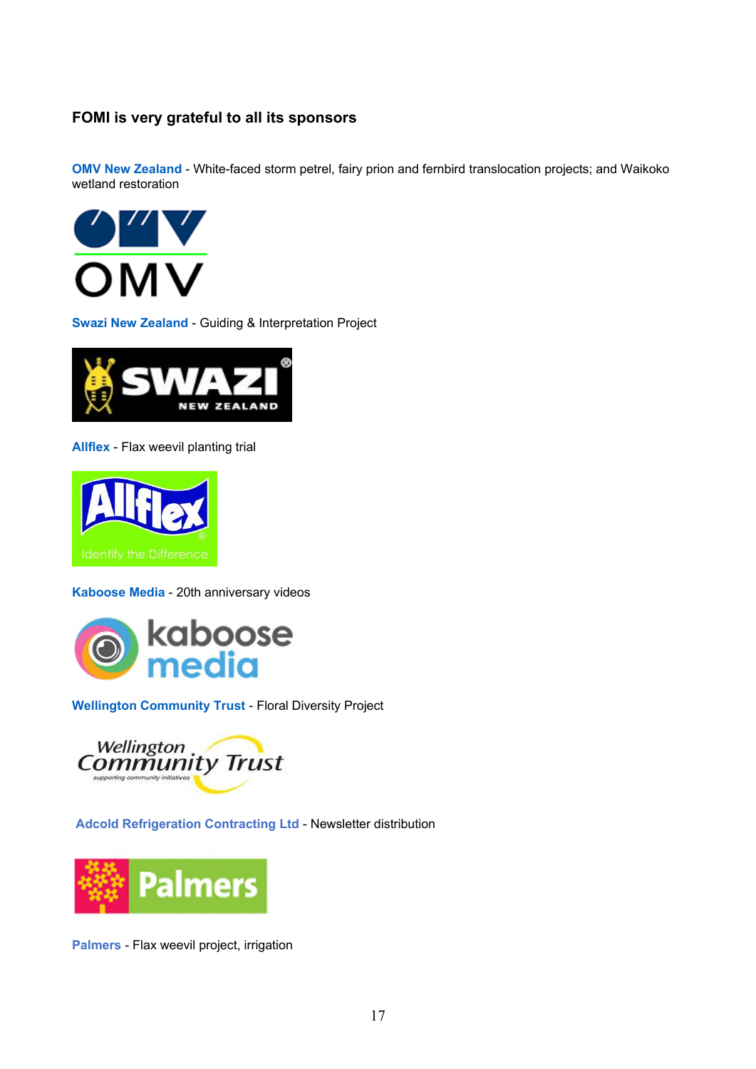### FOMI is very grateful to all its sponsors

**OMV New Zealand** - White-faced storm petrel, fairy prion and fernbird translocation projects; and Waikoko wetland restoration

**Swazi New Zealand** - Guiding & Interpretation Project

**Allflex** - Flax weevil planting trial

**Kaboose Media** - 20th anniversary videos

**Wellington Community Trust** - Floral Diversity Project

**Adcold Refrigeration Contracting Ltd** - Newsletter distribution

**Palmers** - Flax weevil project, irrigation